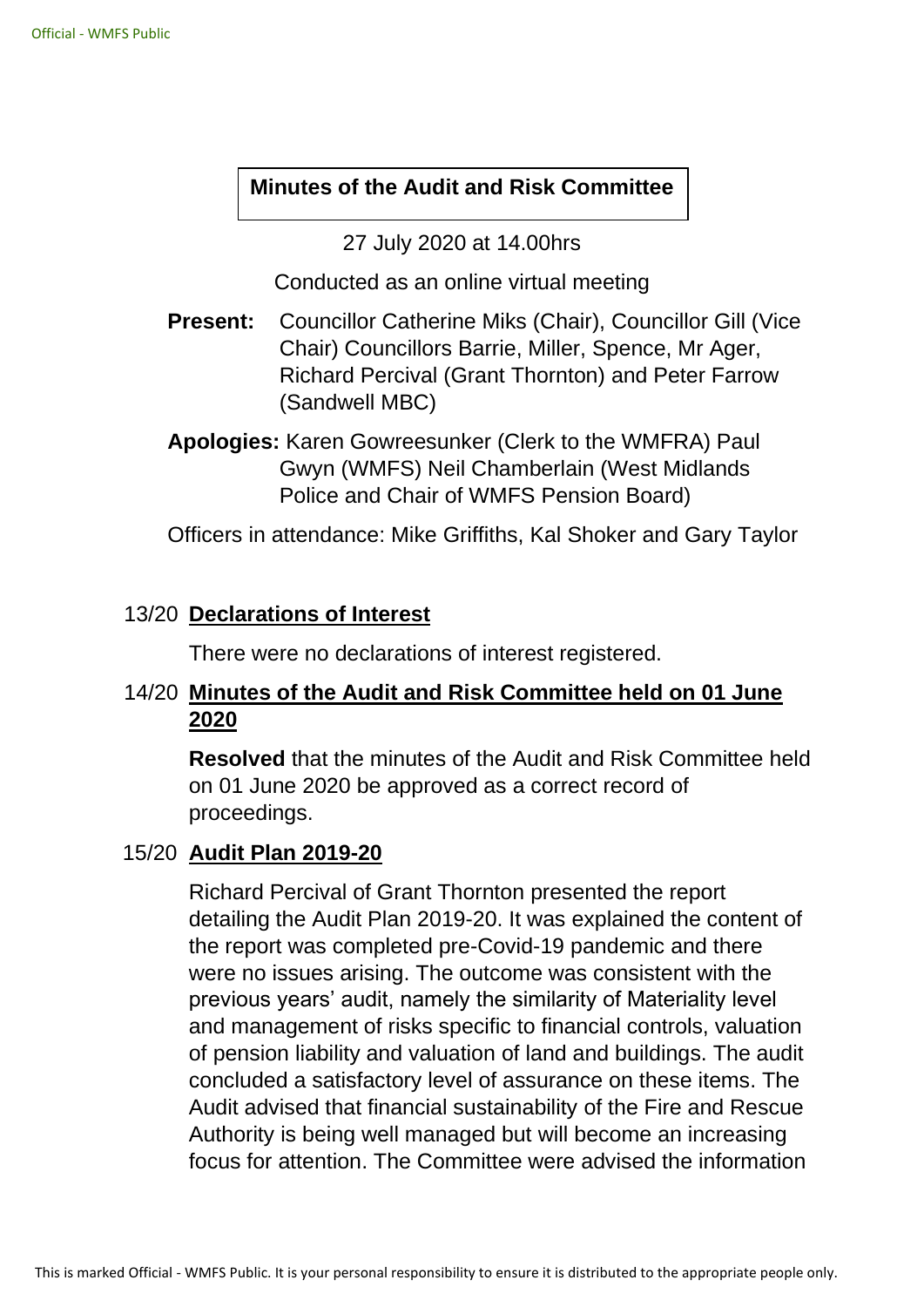# Minutes of the Audit and Risk Committee

27 July 2020 at 14.00hrs

Conducted as an online virtual meeting

**Present:** Councillor Catherine Miks (Chair), Councillor Gill (Vice Chair) Councillors Barrie, Miller, Spence, Mr Ager, Richard Percival (Grant Thornton) and Peter Farrow (Sandwell MBC)

**Apologies:** Karen Gowreesunker (Clerk to the WMFRA) Paul Gwyn (WMFS) Neil Chamberlain (West Midlands Police and Chair of WMFS Pension Board)

Officers in attendance: Mike Griffiths, Kal Shoker and Gary Taylor

## 13/20 Declarations of Interest

There were no declarations of interest registered.

## 14/20 Minutes of the Audit and Risk Committee held on 01 June 2020

**Resolved** that the minutes of the Audit and Risk Committee held on 01 June 2020 be approved as a correct record of proceedings.

## 15/20 Audit Plan 2019-20

Richard Percival of Grant Thornton presented the report detailing the Audit Plan 2019-20. It was explained the content of the report was completed pre-Covid-19 pandemic and there were no issues arising. The outcome was consistent with the previous years' audit, namely the similarity of Materiality level and management of risks specific to financial controls, valuation of pension liability and valuation of land and buildings. The audit concluded a satisfactory level of assurance on these items. The Audit advised that financial sustainability of the Fire and Rescue Authority is being well managed but will become an increasing focus for attention. The Committee were advised the information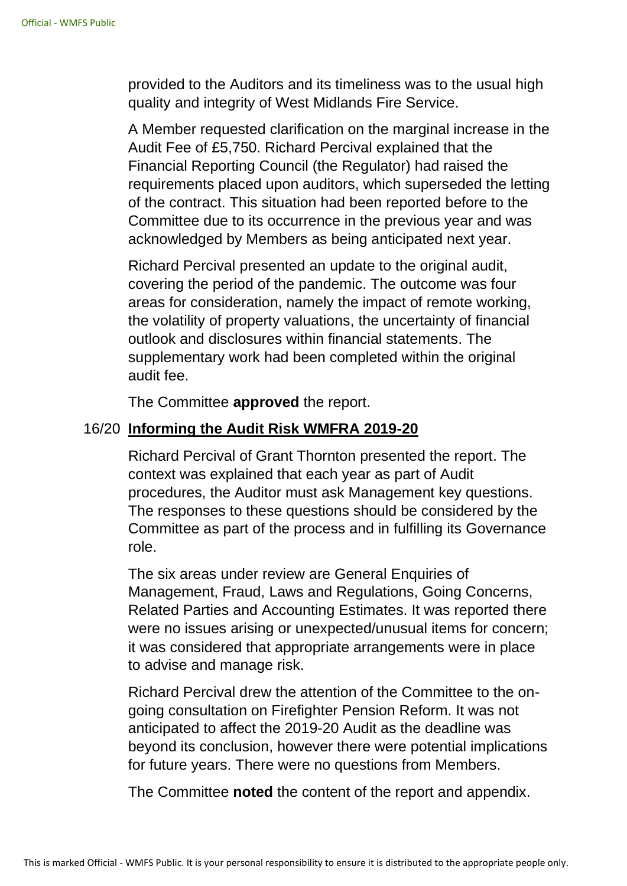provided to the Auditors and its timeliness was to the usual high quality and integrity of West Midlands Fire Service.

A Member requested clarification on the marginal increase in the Audit Fee of £5,750. Richard Percival explained that the Financial Reporting Council (the Regulator) had raised the requirements placed upon auditors, which superseded the letting of the contract. This situation had been reported before to the Committee due to its occurrence in the previous year and was acknowledged by Members as being anticipated next year.

Richard Percival presented an update to the original audit, covering the period of the pandemic. The outcome was four areas for consideration, namely the impact of remote working, the volatility of property valuations, the uncertainty of financial outlook and disclosures within financial statements. The supplementary work had been completed within the original audit fee.

The Committee **approved** the report.

16/20 **Informing the Audit Risk WMFRA 2019-20**

Richard Percival of Grant Thornton presented the report. The context was explained that each year as part of Audit procedures, the Auditor must ask Management key questions. The responses to these questions should be considered by the Committee as part of the process and in fulfilling its Governance role.

The six areas under review are General Enquiries of Management, Fraud, Laws and Regulations, Going Concerns, Related Parties and Accounting Estimates. It was reported there were no issues arising or unexpected/unusual items for concern; it was considered that appropriate arrangements were in place to advise and manage risk.

Richard Percival drew the attention of the Committee to the on-going consultation on Firefighter Pension Reform. It was not anticipated to affect the 2019-20 Audit as the deadline was beyond its conclusion, however there were potential implications for future years. There were no questions from Members.

The Committee **noted** the content of the report and appendix.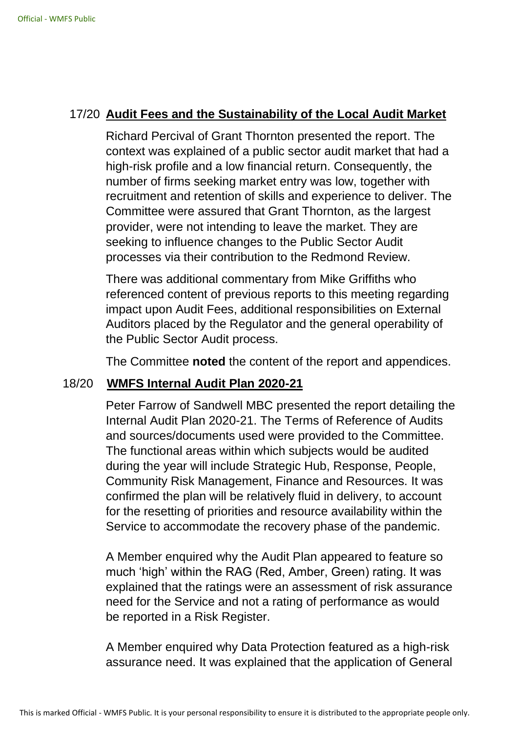## 17/20 Audit Fees and the Sustainability of the Local Audit Market

Richard Percival of Grant Thornton presented the report. The context was explained of a public sector audit market that had a high-risk profile and a low financial return. Consequently, the number of firms seeking market entry was low, together with recruitment and retention of skills and experience to deliver. The Committee were assured that Grant Thornton, as the largest provider, were not intending to leave the market. They are seeking to influence changes to the Public Sector Audit processes via their contribution to the Redmond Review.

There was additional commentary from Mike Griffiths who referenced content of previous reports to this meeting regarding impact upon Audit Fees, additional responsibilities on External Auditors placed by the Regulator and the general operability of the Public Sector Audit process.

The Committee **noted** the content of the report and appendices.

## 18/20 WMFS Internal Audit Plan 2020-21

Peter Farrow of Sandwell MBC presented the report detailing the Internal Audit Plan 2020-21. The Terms of Reference of Audits and sources/documents used were provided to the Committee. The functional areas within which subjects would be audited during the year will include Strategic Hub, Response, People, Community Risk Management, Finance and Resources. It was confirmed the plan will be relatively fluid in delivery, to account for the resetting of priorities and resource availability within the Service to accommodate the recovery phase of the pandemic.

A Member enquired why the Audit Plan appeared to feature so much 'high' within the RAG (Red, Amber, Green) rating. It was explained that the ratings were an assessment of risk assurance need for the Service and not a rating of performance as would be reported in a Risk Register.

A Member enquired why Data Protection featured as a high-risk assurance need. It was explained that the application of General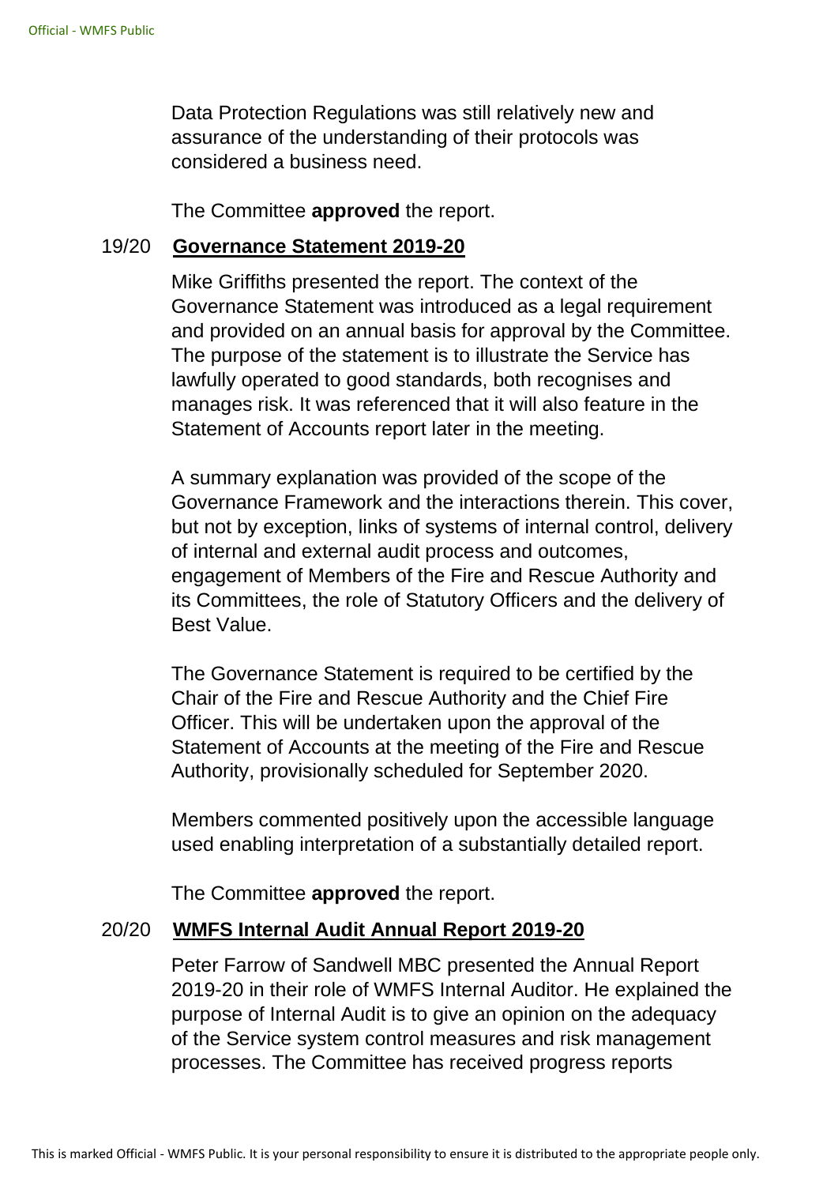Data Protection Regulations was still relatively new and assurance of the understanding of their protocols was considered a business need.

The Committee **approved** the report.

19/20 **Governance Statement 2019-20**

Mike Griffiths presented the report. The context of the Governance Statement was introduced as a legal requirement and provided on an annual basis for approval by the Committee. The purpose of the statement is to illustrate the Service has lawfully operated to good standards, both recognises and manages risk. It was referenced that it will also feature in the Statement of Accounts report later in the meeting.

A summary explanation was provided of the scope of the Governance Framework and the interactions therein. This cover, but not by exception, links of systems of internal control, delivery of internal and external audit process and outcomes, engagement of Members of the Fire and Rescue Authority and its Committees, the role of Statutory Officers and the delivery of Best Value.

The Governance Statement is required to be certified by the Chair of the Fire and Rescue Authority and the Chief Fire Officer. This will be undertaken upon the approval of the Statement of Accounts at the meeting of the Fire and Rescue Authority, provisionally scheduled for September 2020.

Members commented positively upon the accessible language used enabling interpretation of a substantially detailed report.

The Committee **approved** the report.

20/20 **WMFS Internal Audit Annual Report 2019-20**

Peter Farrow of Sandwell MBC presented the Annual Report 2019-20 in their role of WMFS Internal Auditor. He explained the purpose of Internal Audit is to give an opinion on the adequacy of the Service system control measures and risk management processes. The Committee has received progress reports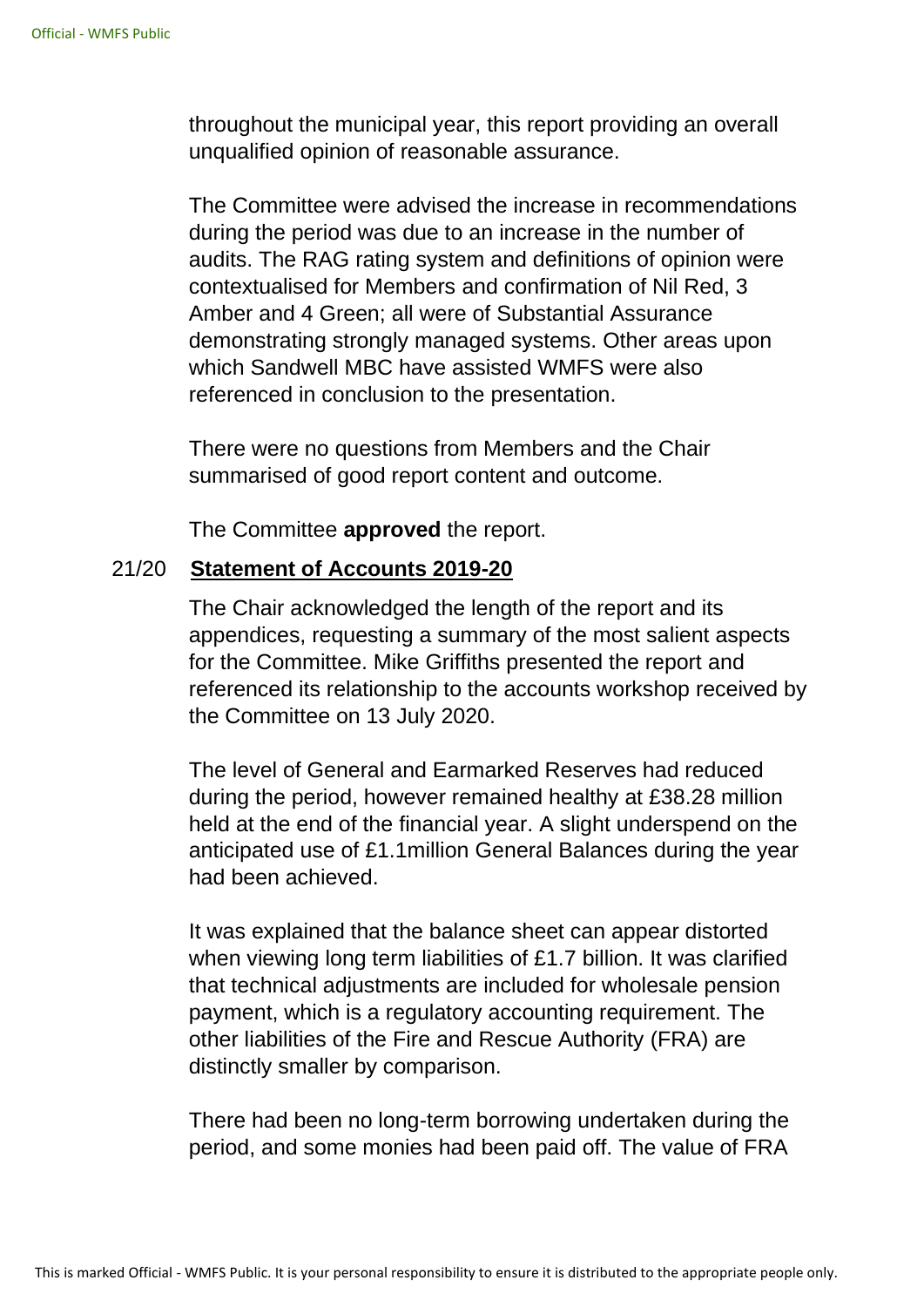throughout the municipal year, this report providing an overall unqualified opinion of reasonable assurance.

The Committee were advised the increase in recommendations during the period was due to an increase in the number of audits. The RAG rating system and definitions of opinion were contextualised for Members and confirmation of Nil Red, 3 Amber and 4 Green; all were of Substantial Assurance demonstrating strongly managed systems. Other areas upon which Sandwell MBC have assisted WMFS were also referenced in conclusion to the presentation.

There were no questions from Members and the Chair summarised of good report content and outcome.

The Committee **approved** the report.

21/20 **Statement of Accounts 2019-20**

The Chair acknowledged the length of the report and its appendices, requesting a summary of the most salient aspects for the Committee. Mike Griffiths presented the report and referenced its relationship to the accounts workshop received by the Committee on 13 July 2020.

The level of General and Earmarked Reserves had reduced during the period, however remained healthy at £38.28 million held at the end of the financial year. A slight underspend on the anticipated use of £1.1million General Balances during the year had been achieved.

It was explained that the balance sheet can appear distorted when viewing long term liabilities of £1.7 billion. It was clarified that technical adjustments are included for wholesale pension payment, which is a regulatory accounting requirement. The other liabilities of the Fire and Rescue Authority (FRA) are distinctly smaller by comparison.

There had been no long-term borrowing undertaken during the period, and some monies had been paid off. The value of FRA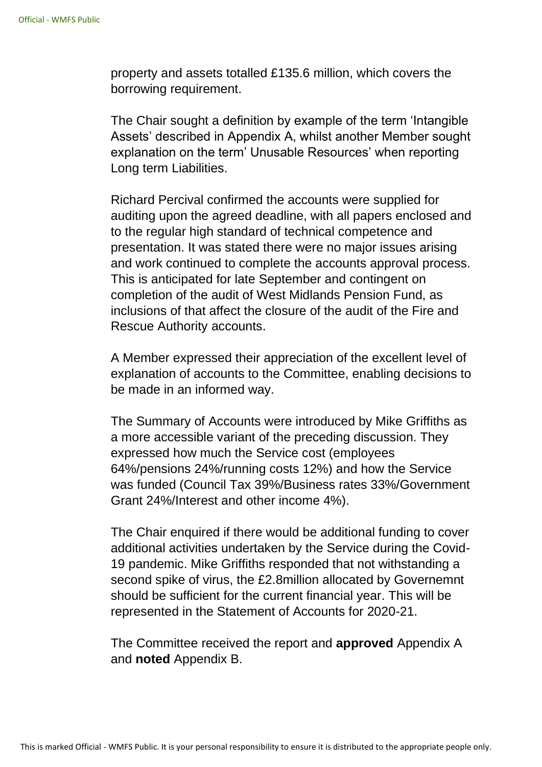property and assets totalled £135.6 million, which covers the borrowing requirement.

The Chair sought a definition by example of the term 'Intangible Assets' described in Appendix A, whilst another Member sought explanation on the term' Unusable Resources' when reporting Long term Liabilities.

Richard Percival confirmed the accounts were supplied for auditing upon the agreed deadline, with all papers enclosed and to the regular high standard of technical competence and presentation. It was stated there were no major issues arising and work continued to complete the accounts approval process. This is anticipated for late September and contingent on completion of the audit of West Midlands Pension Fund, as inclusions of that affect the closure of the audit of the Fire and Rescue Authority accounts.

A Member expressed their appreciation of the excellent level of explanation of accounts to the Committee, enabling decisions to be made in an informed way.

The Summary of Accounts were introduced by Mike Griffiths as a more accessible variant of the preceding discussion. They expressed how much the Service cost (employees 64%/pensions 24%/running costs 12%) and how the Service was funded (Council Tax 39%/Business rates 33%/Government Grant 24%/Interest and other income 4%).

The Chair enquired if there would be additional funding to cover additional activities undertaken by the Service during the Covid-19 pandemic. Mike Griffiths responded that not withstanding a second spike of virus, the £2.8million allocated by Governemnt should be sufficient for the current financial year. This will be represented in the Statement of Accounts for 2020-21.

The Committee received the report and **approved** Appendix A and **noted** Appendix B.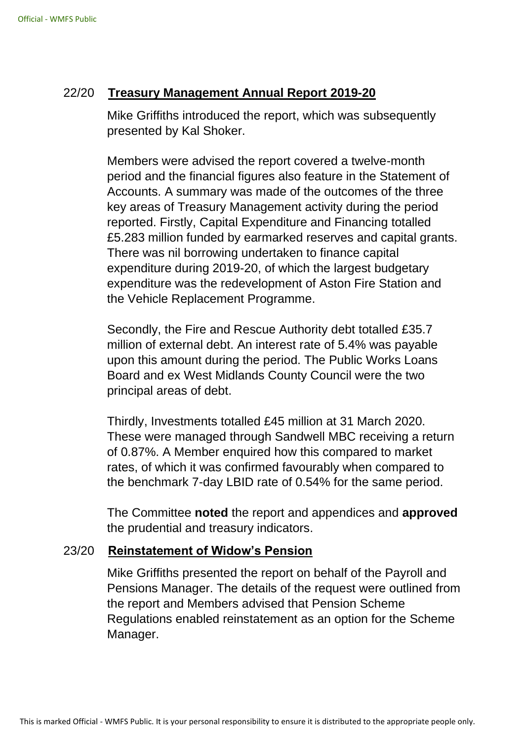## 22/20 **Treasury Management Annual Report 2019-20**

Mike Griffiths introduced the report, which was subsequently presented by Kal Shoker.

Members were advised the report covered a twelve-month period and the financial figures also feature in the Statement of Accounts. A summary was made of the outcomes of the three key areas of Treasury Management activity during the period reported. Firstly, Capital Expenditure and Financing totalled £5.283 million funded by earmarked reserves and capital grants. There was nil borrowing undertaken to finance capital expenditure during 2019-20, of which the largest budgetary expenditure was the redevelopment of Aston Fire Station and the Vehicle Replacement Programme.

Secondly, the Fire and Rescue Authority debt totalled £35.7 million of external debt. An interest rate of 5.4% was payable upon this amount during the period. The Public Works Loans Board and ex West Midlands County Council were the two principal areas of debt.

Thirdly, Investments totalled £45 million at 31 March 2020. These were managed through Sandwell MBC receiving a return of 0.87%. A Member enquired how this compared to market rates, of which it was confirmed favourably when compared to the benchmark 7-day LBID rate of 0.54% for the same period.

The Committee **noted** the report and appendices and **approved** the prudential and treasury indicators.

## 23/20 **Reinstatement of Widow's Pension**

Mike Griffiths presented the report on behalf of the Payroll and Pensions Manager. The details of the request were outlined from the report and Members advised that Pension Scheme Regulations enabled reinstatement as an option for the Scheme Manager.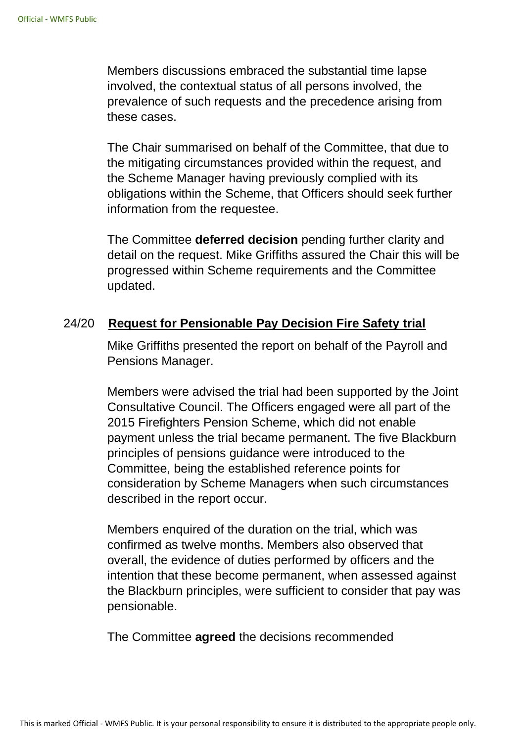Members discussions embraced the substantial time lapse involved, the contextual status of all persons involved, the prevalence of such requests and the precedence arising from these cases.

The Chair summarised on behalf of the Committee, that due to the mitigating circumstances provided within the request, and the Scheme Manager having previously complied with its obligations within the Scheme, that Officers should seek further information from the requestee.

The Committee **deferred decision** pending further clarity and detail on the request. Mike Griffiths assured the Chair this will be progressed within Scheme requirements and the Committee updated.

24/20 **Request for Pensionable Pay Decision Fire Safety trial**

Mike Griffiths presented the report on behalf of the Payroll and Pensions Manager.

Members were advised the trial had been supported by the Joint Consultative Council. The Officers engaged were all part of the 2015 Firefighters Pension Scheme, which did not enable payment unless the trial became permanent. The five Blackburn principles of pensions guidance were introduced to the Committee, being the established reference points for consideration by Scheme Managers when such circumstances described in the report occur.

Members enquired of the duration on the trial, which was confirmed as twelve months. Members also observed that overall, the evidence of duties performed by officers and the intention that these become permanent, when assessed against the Blackburn principles, were sufficient to consider that pay was pensionable.

The Committee **agreed** the decisions recommended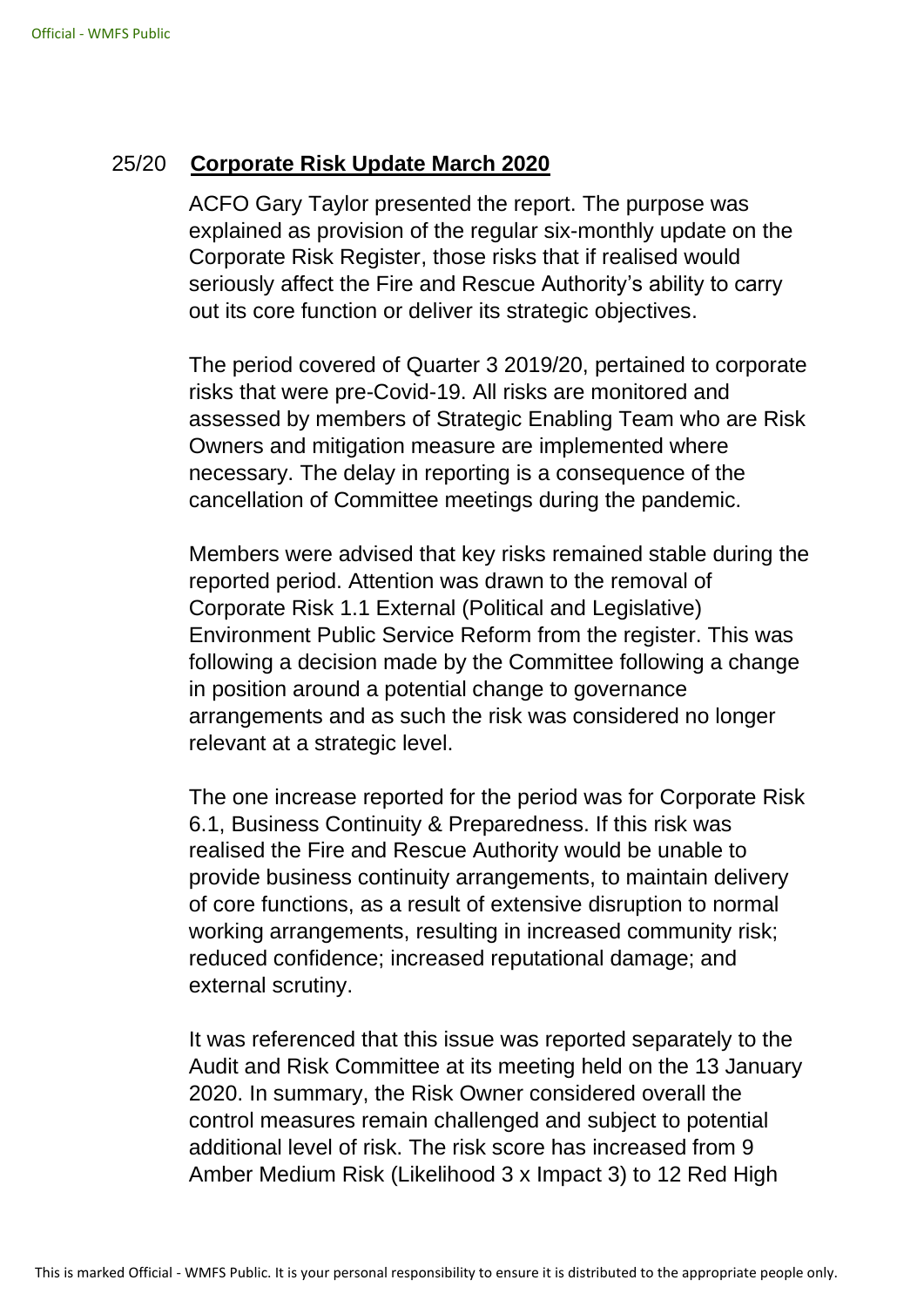25/20 **Corporate Risk Update March 2020**

ACFO Gary Taylor presented the report. The purpose was explained as provision of the regular six-monthly update on the Corporate Risk Register, those risks that if realised would seriously affect the Fire and Rescue Authority's ability to carry out its core function or deliver its strategic objectives.

The period covered of Quarter 3 2019/20, pertained to corporate risks that were pre-Covid-19. All risks are monitored and assessed by members of Strategic Enabling Team who are Risk Owners and mitigation measure are implemented where necessary. The delay in reporting is a consequence of the cancellation of Committee meetings during the pandemic.

Members were advised that key risks remained stable during the reported period. Attention was drawn to the removal of Corporate Risk 1.1 External (Political and Legislative) Environment Public Service Reform from the register. This was following a decision made by the Committee following a change in position around a potential change to governance arrangements and as such the risk was considered no longer relevant at a strategic level.

The one increase reported for the period was for Corporate Risk 6.1, Business Continuity & Preparedness. If this risk was realised the Fire and Rescue Authority would be unable to provide business continuity arrangements, to maintain delivery of core functions, as a result of extensive disruption to normal working arrangements, resulting in increased community risk; reduced confidence; increased reputational damage; and external scrutiny.

It was referenced that this issue was reported separately to the Audit and Risk Committee at its meeting held on the 13 January 2020. In summary, the Risk Owner considered overall the control measures remain challenged and subject to potential additional level of risk. The risk score has increased from 9 Amber Medium Risk (Likelihood 3 x Impact 3) to 12 Red High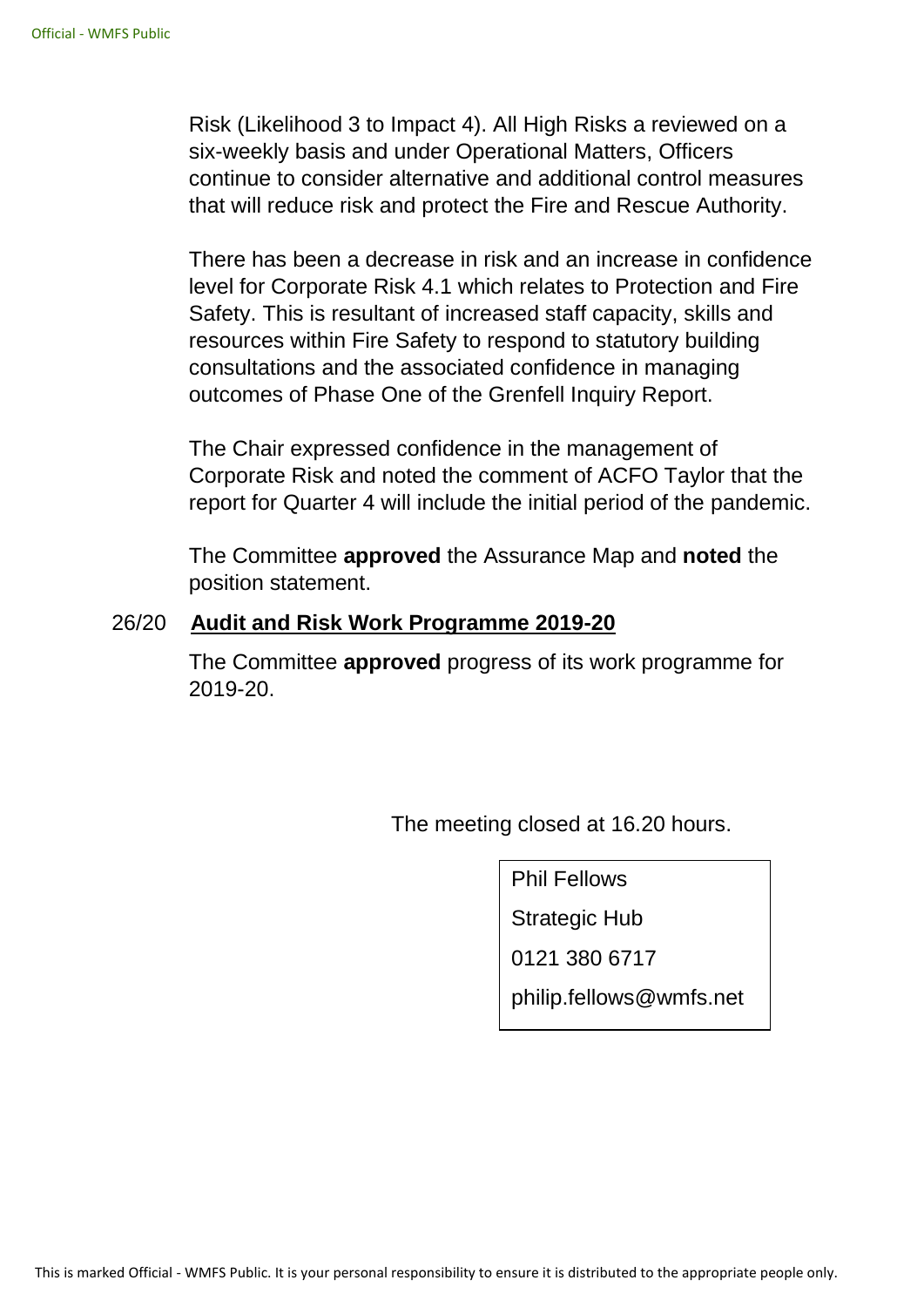Risk (Likelihood 3 to Impact 4). All High Risks a reviewed on a six-weekly basis and under Operational Matters, Officers continue to consider alternative and additional control measures that will reduce risk and protect the Fire and Rescue Authority.

There has been a decrease in risk and an increase in confidence level for Corporate Risk 4.1 which relates to Protection and Fire Safety. This is resultant of increased staff capacity, skills and resources within Fire Safety to respond to statutory building consultations and the associated confidence in managing outcomes of Phase One of the Grenfell Inquiry Report.

The Chair expressed confidence in the management of Corporate Risk and noted the comment of ACFO Taylor that the report for Quarter 4 will include the initial period of the pandemic.

The Committee **approved** the Assurance Map and **noted** the position statement.

26/20 **Audit and Risk Work Programme 2019-20**

The Committee **approved** progress of its work programme for 2019-20.

The meeting closed at 16.20 hours.

Phil Fellows

Strategic Hub

0121 380 6717

philip.fellows@wmfs.net